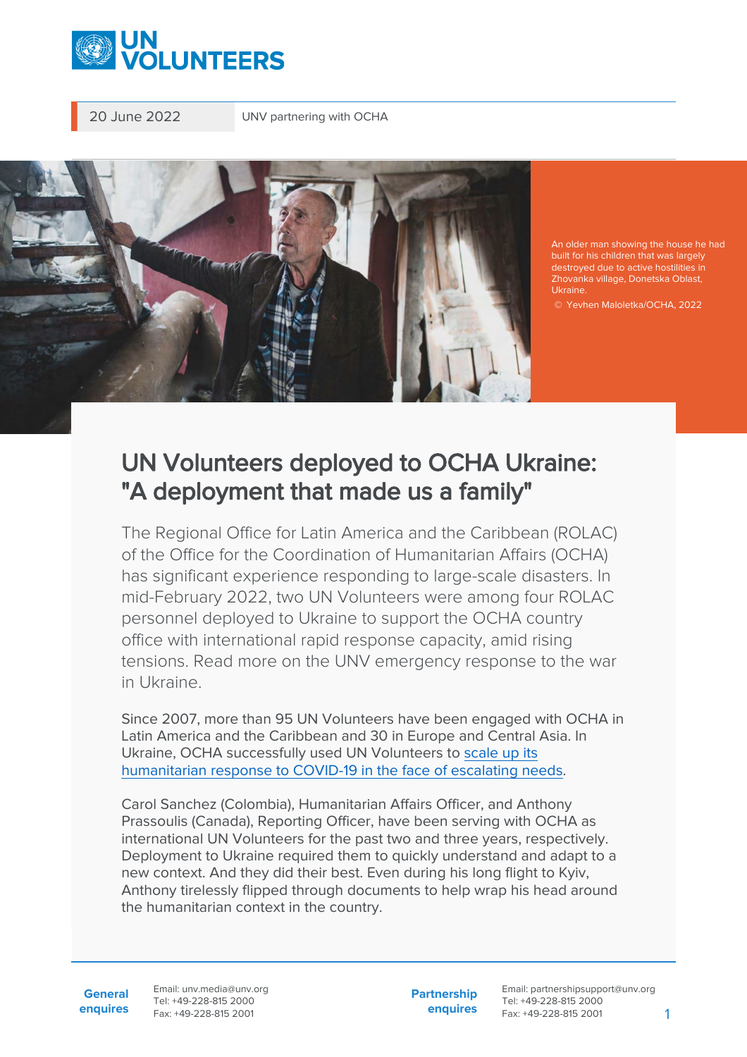20 June 2022 | UNV partnering with OCHA

An older man showing the house he had built for his children that was largely destroyed due to active hostilities in Zhovanka village, Donetska Oblast, Ukraine.

© Yevhen Maloletka/OCHA, 2022

# UN Volunteers deployed to OCHA Ukraine: "A deployment that made us a family"

The Regional Office for Latin America and the Caribbean (ROLAC) of the Office for the Coordination of Humanitarian Affairs (OCHA) has significant experience responding to large-scale disasters. In mid-February 2022, two UN Volunteers were among four ROLAC personnel deployed to Ukraine to support the OCHA country office with international rapid response capacity, amid rising tensions. Read more on the UNV emergency response to the war in Ukraine.

Since 2007, more than 95 UN Volunteers have been engaged with OCHA in Latin America and the Caribbean and 30 in Europe and Central Asia. In Ukraine, OCHA successfully used UN Volunteers to scale up its humanitarian response to COVID-19 in the face of escalating needs.

Carol Sanchez (Colombia), Humanitarian Affairs Officer, and Anthony Prassoulis (Canada), Reporting Officer, have been serving with OCHA as international UN Volunteers for the past two and three years, respectively. Deployment to Ukraine required them to quickly understand and adapt to a new context. And they did their best. Even during his long flight to Kyiv, Anthony tirelessly flipped through documents to help wrap his head around the humanitarian context in the country.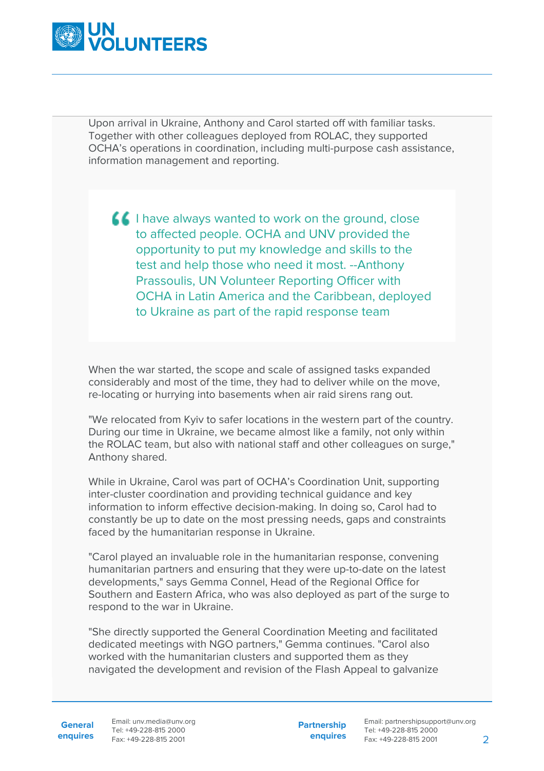Upon arrival in Ukraine, Anthony and Carol started off with familiar tasks. Together with other colleagues deployed from ROLAC, they supported OCHA's operations in coordination, including multi-purpose cash assistance, information management and reporting.

> I have always wanted to work on the ground, close to affected people. OCHA and UNV provided the opportunity to put my knowledge and skills to the test and help those who need it most. --Anthony Prassoulis, UN Volunteer Reporting Officer with OCHA in Latin America and the Caribbean, deployed to Ukraine as part of the rapid response team

When the war started, the scope and scale of assigned tasks expanded considerably and most of the time, they had to deliver while on the move, re-locating or hurrying into basements when air raid sirens rang out.

"We relocated from Kyiv to safer locations in the western part of the country. During our time in Ukraine, we became almost like a family, not only within the ROLAC team, but also with national staff and other colleagues on surge," Anthony shared.

While in Ukraine, Carol was part of OCHA's Coordination Unit, supporting inter-cluster coordination and providing technical guidance and key information to inform effective decision-making. In doing so, Carol had to constantly be up to date on the most pressing needs, gaps and constraints faced by the humanitarian response in Ukraine.

"Carol played an invaluable role in the humanitarian response, convening humanitarian partners and ensuring that they were up-to-date on the latest developments," says Gemma Connel, Head of the Regional Office for Southern and Eastern Africa, who was also deployed as part of the surge to respond to the war in Ukraine.

"She directly supported the General Coordination Meeting and facilitated dedicated meetings with NGO partners," Gemma continues. "Carol also worked with the humanitarian clusters and supported them as they navigated the development and revision of the Flash Appeal to galvanize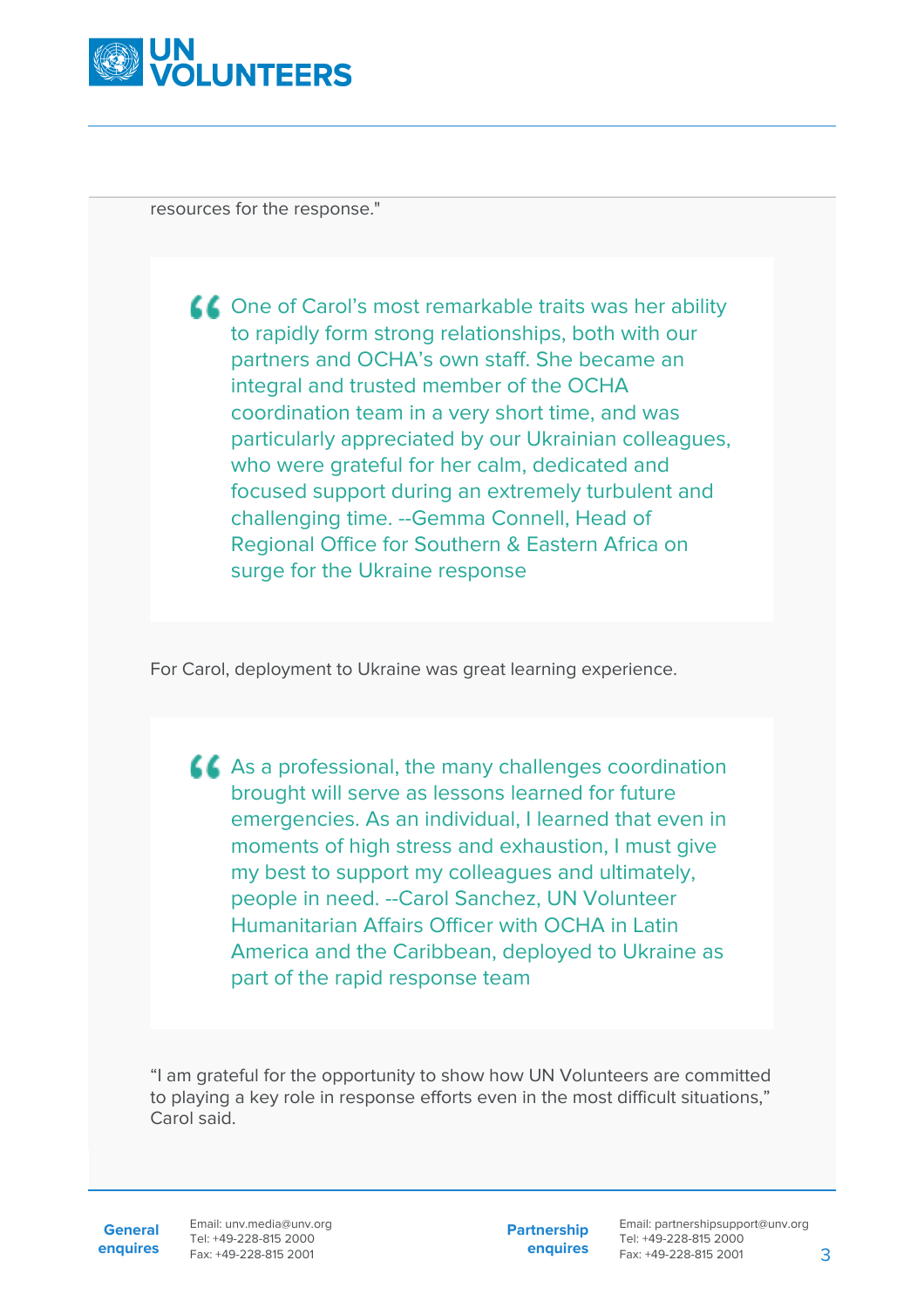resources for the response."

> One of Carol's most remarkable traits was her ability to rapidly form strong relationships, both with our partners and OCHA's own staff. She became an integral and trusted member of the OCHA coordination team in a very short time, and was particularly appreciated by our Ukrainian colleagues, who were grateful for her calm, dedicated and focused support during an extremely turbulent and challenging time. --Gemma Connell, Head of Regional Office for Southern & Eastern Africa on surge for the Ukraine response

For Carol, deployment to Ukraine was great learning experience.

> As a professional, the many challenges coordination brought will serve as lessons learned for future emergencies. As an individual, I learned that even in moments of high stress and exhaustion, I must give my best to support my colleagues and ultimately, people in need. --Carol Sanchez, UN Volunteer Humanitarian Affairs Officer with OCHA in Latin America and the Caribbean, deployed to Ukraine as part of the rapid response team

"I am grateful for the opportunity to show how UN Volunteers are committed to playing a key role in response efforts even in the most difficult situations," Carol said.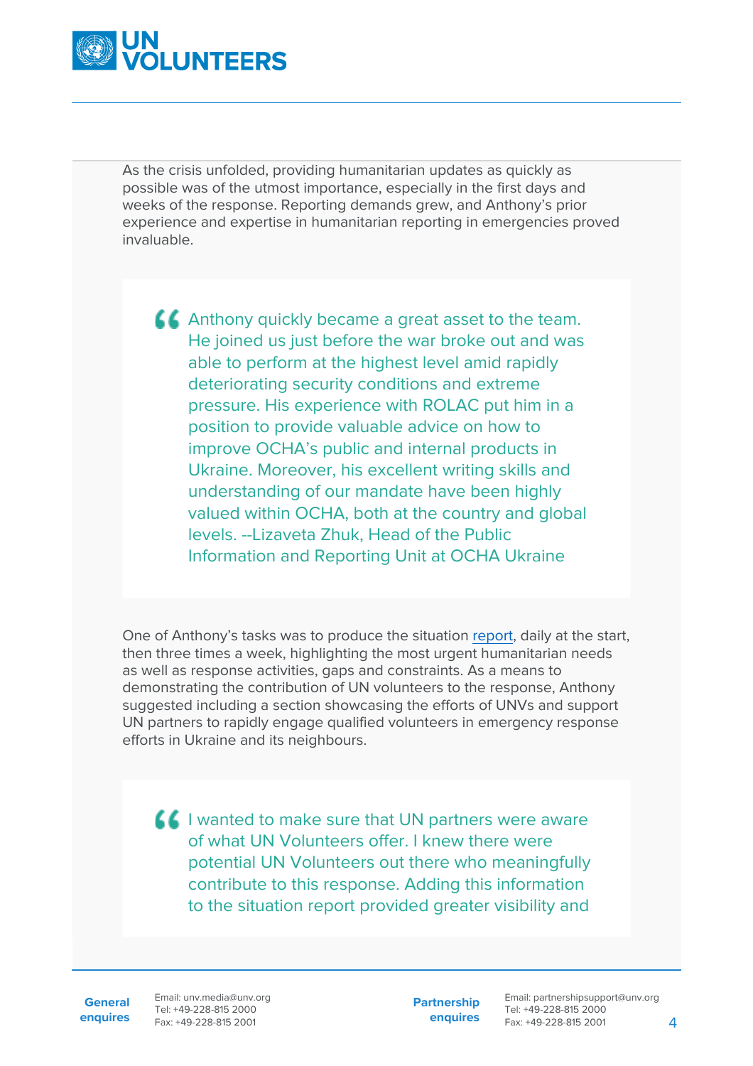As the crisis unfolded, providing humanitarian updates as quickly as possible was of the utmost importance, especially in the first days and weeks of the response. Reporting demands grew, and Anthony's prior experience and expertise in humanitarian reporting in emergencies proved invaluable.

> Anthony quickly became a great asset to the team. He joined us just before the war broke out and was able to perform at the highest level amid rapidly deteriorating security conditions and extreme pressure. His experience with ROLAC put him in a position to provide valuable advice on how to improve OCHA's public and internal products in Ukraine. Moreover, his excellent writing skills and understanding of our mandate have been highly valued within OCHA, both at the country and global levels. --Lizaveta Zhuk, Head of the Public Information and Reporting Unit at OCHA Ukraine

One of Anthony's tasks was to produce the situation report, daily at the start, then three times a week, highlighting the most urgent humanitarian needs as well as response activities, gaps and constraints. As a means to demonstrating the contribution of UN volunteers to the response, Anthony suggested including a section showcasing the efforts of UNVs and support UN partners to rapidly engage qualified volunteers in emergency response efforts in Ukraine and its neighbours.

> I wanted to make sure that UN partners were aware of what UN Volunteers offer. I knew there were potential UN Volunteers out there who meaningfully contribute to this response. Adding this information to the situation report provided greater visibility and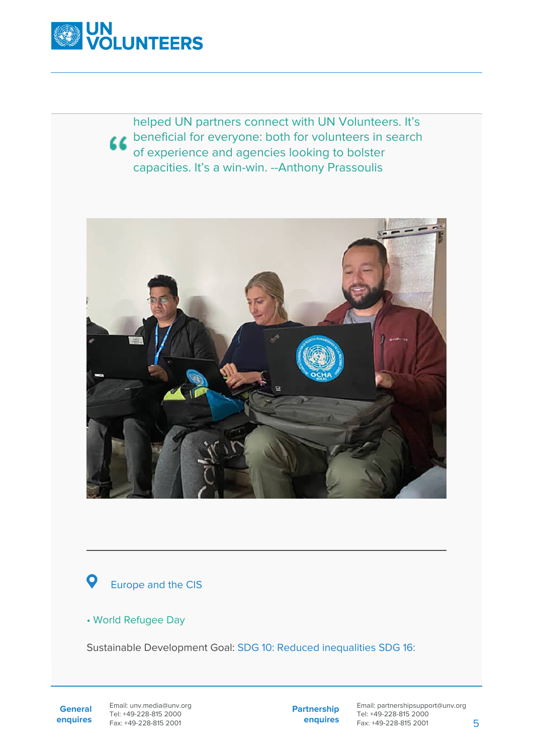> helped UN partners connect with UN Volunteers. It's beneficial for everyone: both for volunteers in search of experience and agencies looking to bolster capacities. It's a win-win. --Anthony Prassoulis

Europe and the CIS

- World Refugee Day

Sustainable Development Goal: SDG 10: Reduced inequalities SDG 16:

**General enquires**
Email: unv.media@unv.org
Tel: +49-228-815 2000
Fax: +49-228-815 2001

**Partnership enquires**
Email: partnershipsupport@unv.org
Tel: +49-228-815 2000
Fax: +49-228-815 2001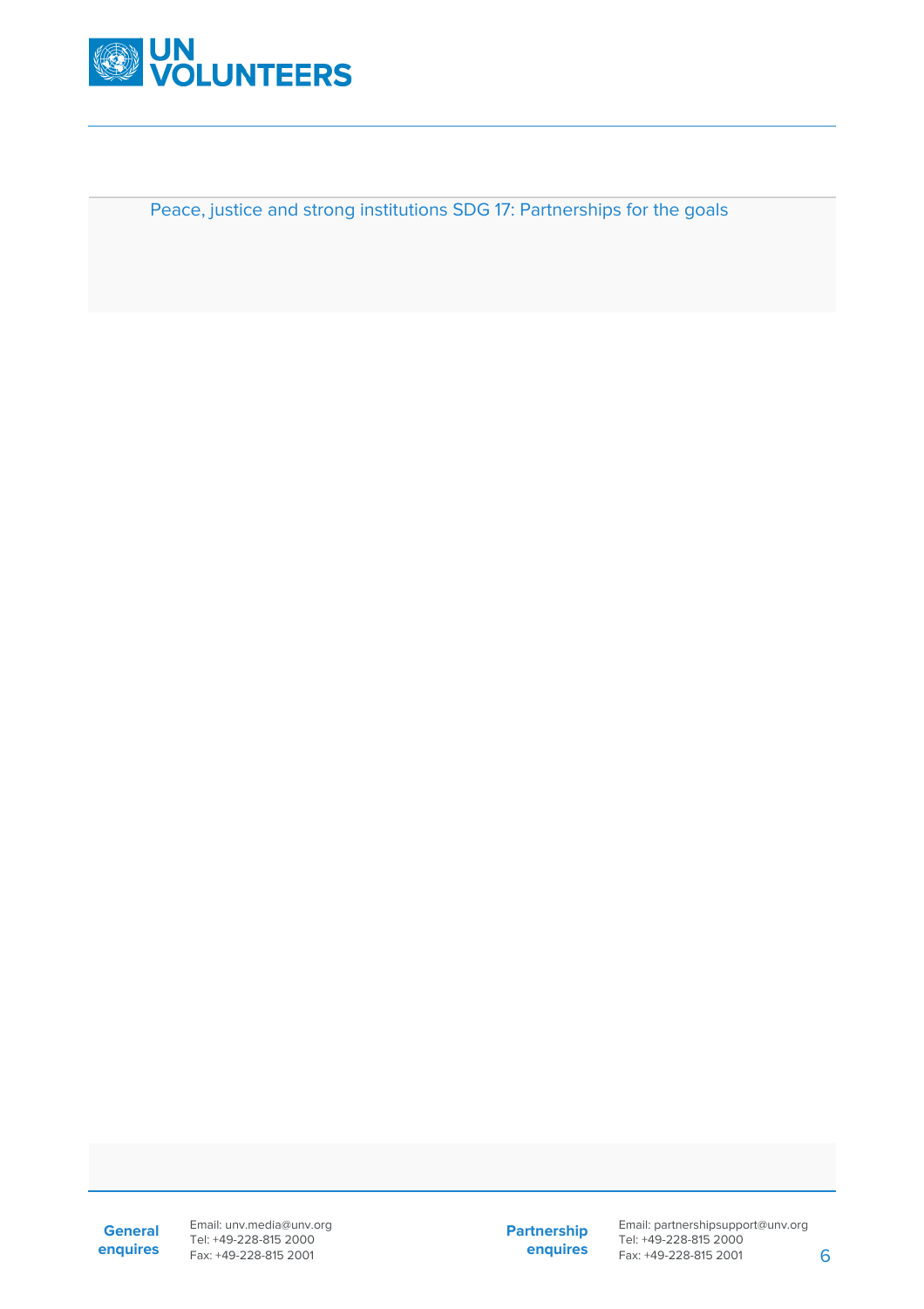Peace, justice and strong institutions SDG 17: Partnerships for the goals

**General enquires**

Email: unv.media@unv.org
Tel: +49-228-815 2000
Fax: +49-228-815 2001

**Partnership enquires**

Email: partnershipsupport@unv.org
Tel: +49-228-815 2000
Fax: +49-228-815 2001